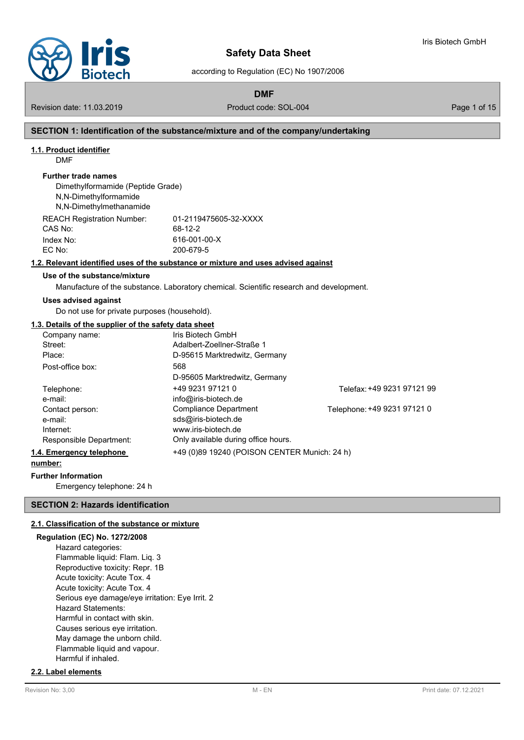# Safety Data Sheet

according to Regulation (EC) No 1907/2006

## DMF

Revision date: 11.03.2019 | Product code: SOL-004

## SECTION 1: Identification of the substance/mixture and of the company/undertaking

### 1.1. Product identifier

DMF

**Further trade names**

Dimethylformamide (Peptide Grade)
N,N-Dimethylformamide
N,N-Dimethylmethanamide

| | |
|---|---|
| REACH Registration Number: | 01-2119475605-32-XXXX |
| CAS No: | 68-12-2 |
| Index No: | 616-001-00-X |
| EC No: | 200-679-5 |

### 1.2. Relevant identified uses of the substance or mixture and uses advised against

**Use of the substance/mixture**

Manufacture of the substance. Laboratory chemical. Scientific research and development.

**Uses advised against**

Do not use for private purposes (household).

### 1.3. Details of the supplier of the safety data sheet

| | | |
|---|---|---|
| Company name: | Iris Biotech GmbH | |
| Street: | Adalbert-Zoellner-Straße 1 | |
| Place: | D-95615 Marktredwitz, Germany | |
| Post-office box: | 568 | |
| | D-95605 Marktredwitz, Germany | |
| Telephone: | +49 9231 97121 0 | Telefax: +49 9231 97121 99 |
| e-mail: | info@iris-biotech.de | |
| Contact person: | Compliance Department | Telephone: +49 9231 97121 0 |
| e-mail: | sds@iris-biotech.de | |
| Internet: | www.iris-biotech.de | |
| Responsible Department: | Only available during office hours. | |

### 1.4. Emergency telephone number:

+49 (0)89 19240 (POISON CENTER Munich: 24 h)

**Further Information**

Emergency telephone: 24 h

## SECTION 2: Hazards identification

### 2.1. Classification of the substance or mixture

**Regulation (EC) No. 1272/2008**

Hazard categories:
Flammable liquid: Flam. Liq. 3
Reproductive toxicity: Repr. 1B
Acute toxicity: Acute Tox. 4
Acute toxicity: Acute Tox. 4
Serious eye damage/eye irritation: Eye Irrit. 2
Hazard Statements:
Harmful in contact with skin.
Causes serious eye irritation.
May damage the unborn child.
Flammable liquid and vapour.
Harmful if inhaled.

### 2.2. Label elements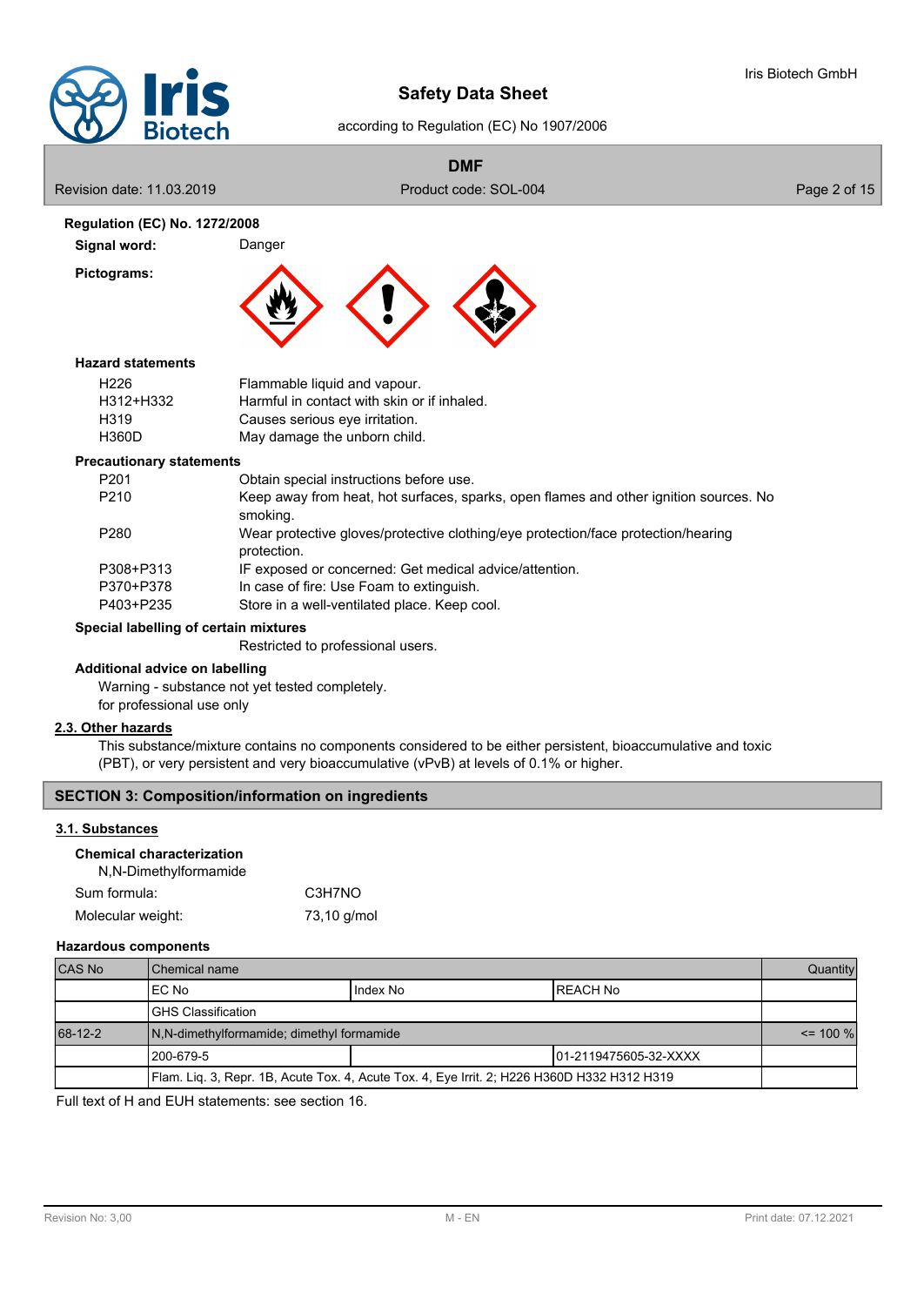### Regulation (EC) No. 1272/2008

**Signal word:** Danger

**Pictograms:**

#### Hazard statements

| | |
|---|---|
| H226 | Flammable liquid and vapour. |
| H312+H332 | Harmful in contact with skin or if inhaled. |
| H319 | Causes serious eye irritation. |
| H360D | May damage the unborn child. |

#### Precautionary statements

| | |
|---|---|
| P201 | Obtain special instructions before use. |
| P210 | Keep away from heat, hot surfaces, sparks, open flames and other ignition sources. No smoking. |
| P280 | Wear protective gloves/protective clothing/eye protection/face protection/hearing protection. |
| P308+P313 | IF exposed or concerned: Get medical advice/attention. |
| P370+P378 | In case of fire: Use Foam to extinguish. |
| P403+P235 | Store in a well-ventilated place. Keep cool. |

#### Special labelling of certain mixtures

Restricted to professional users.

#### Additional advice on labelling

Warning - substance not yet tested completely.
for professional use only

### 2.3. Other hazards

This substance/mixture contains no components considered to be either persistent, bioaccumulative and toxic (PBT), or very persistent and very bioaccumulative (vPvB) at levels of 0.1% or higher.

## SECTION 3: Composition/information on ingredients

### 3.1. Substances

#### Chemical characterization

N,N-Dimethylformamide

Sum formula: C3H7NO

Molecular weight: 73,10 g/mol

#### Hazardous components

| CAS No | Chemical name | | | Quantity |
|---|---|---|---|---|
| | EC No | Index No | REACH No | |
| | GHS Classification | | | |
| 68-12-2 | N,N-dimethylformamide; dimethyl formamide | | | <= 100 % |
| | 200-679-5 | | 01-2119475605-32-XXXX | |
| | Flam. Liq. 3, Repr. 1B, Acute Tox. 4, Acute Tox. 4, Eye Irrit. 2; H226 H360D H332 H312 H319 | | | |

Full text of H and EUH statements: see section 16.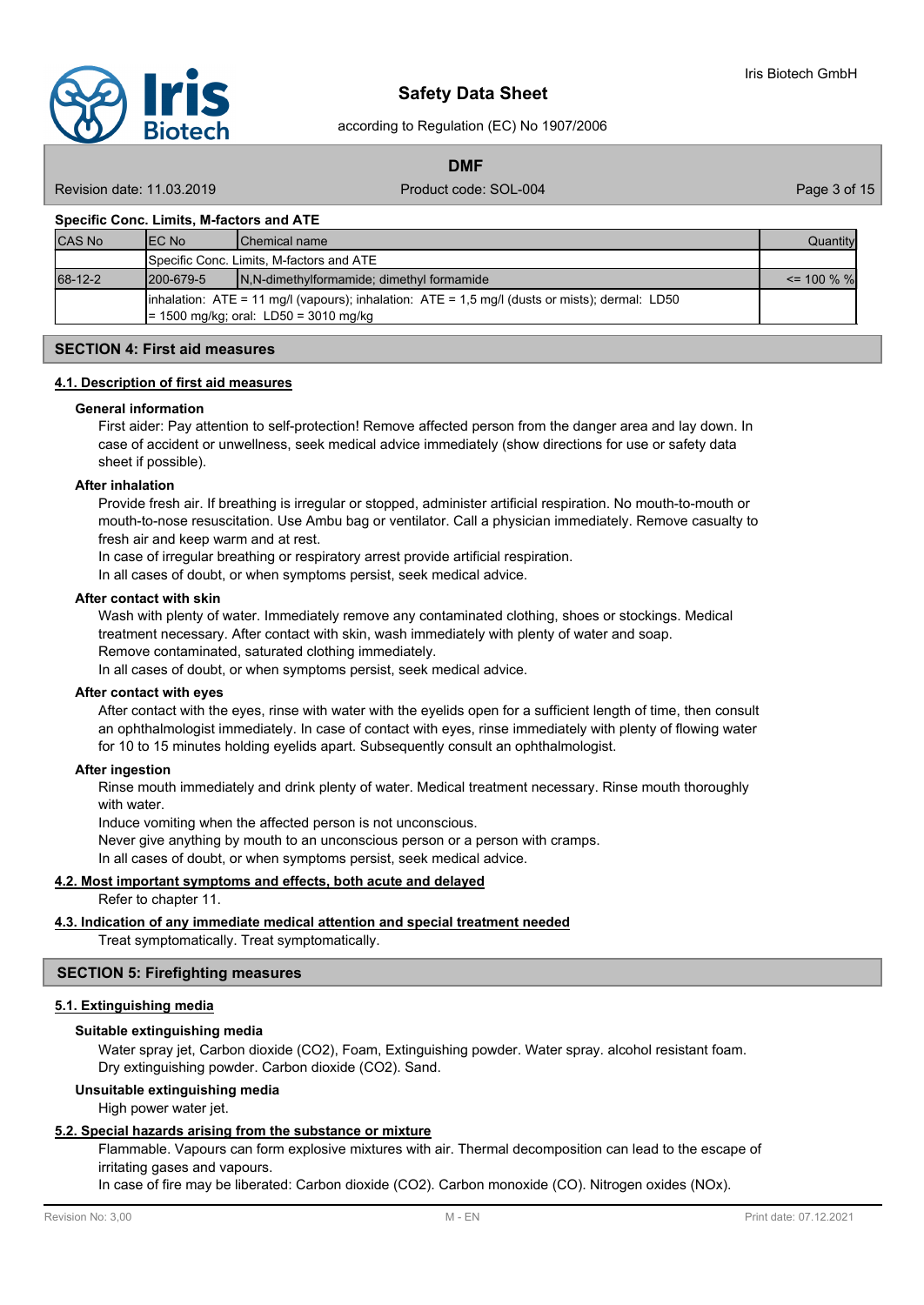**Specific Conc. Limits, M-factors and ATE**

| CAS No | EC No | Chemical name | Quantity |
|---|---|---|---|
| | Specific Conc. Limits, M-factors and ATE | | |
| 68-12-2 | 200-679-5 | N,N-dimethylformamide; dimethyl formamide | <= 100 % % |
| | inhalation: ATE = 11 mg/l (vapours); inhalation: ATE = 1,5 mg/l (dusts or mists); dermal: LD50 = 1500 mg/kg; oral: LD50 = 3010 mg/kg | | |

## SECTION 4: First aid measures

### 4.1. Description of first aid measures

**General information**

First aider: Pay attention to self-protection! Remove affected person from the danger area and lay down. In case of accident or unwellness, seek medical advice immediately (show directions for use or safety data sheet if possible).

**After inhalation**

Provide fresh air. If breathing is irregular or stopped, administer artificial respiration. No mouth-to-mouth or mouth-to-nose resuscitation. Use Ambu bag or ventilator. Call a physician immediately. Remove casualty to fresh air and keep warm and at rest.

In case of irregular breathing or respiratory arrest provide artificial respiration.

In all cases of doubt, or when symptoms persist, seek medical advice.

**After contact with skin**

Wash with plenty of water. Immediately remove any contaminated clothing, shoes or stockings. Medical treatment necessary. After contact with skin, wash immediately with plenty of water and soap.

Remove contaminated, saturated clothing immediately.

In all cases of doubt, or when symptoms persist, seek medical advice.

**After contact with eyes**

After contact with the eyes, rinse with water with the eyelids open for a sufficient length of time, then consult an ophthalmologist immediately. In case of contact with eyes, rinse immediately with plenty of flowing water for 10 to 15 minutes holding eyelids apart. Subsequently consult an ophthalmologist.

**After ingestion**

Rinse mouth immediately and drink plenty of water. Medical treatment necessary. Rinse mouth thoroughly with water.

Induce vomiting when the affected person is not unconscious.

Never give anything by mouth to an unconscious person or a person with cramps.

In all cases of doubt, or when symptoms persist, seek medical advice.

### 4.2. Most important symptoms and effects, both acute and delayed

Refer to chapter 11.

### 4.3. Indication of any immediate medical attention and special treatment needed

Treat symptomatically. Treat symptomatically.

## SECTION 5: Firefighting measures

### 5.1. Extinguishing media

**Suitable extinguishing media**

Water spray jet, Carbon dioxide ($CO_2$), Foam, Extinguishing powder. Water spray. alcohol resistant foam. Dry extinguishing powder. Carbon dioxide ($CO_2$). Sand.

**Unsuitable extinguishing media**

High power water jet.

### 5.2. Special hazards arising from the substance or mixture

Flammable. Vapours can form explosive mixtures with air. Thermal decomposition can lead to the escape of irritating gases and vapours.

In case of fire may be liberated: Carbon dioxide ($CO_2$). Carbon monoxide (CO). Nitrogen oxides ($NO_x$).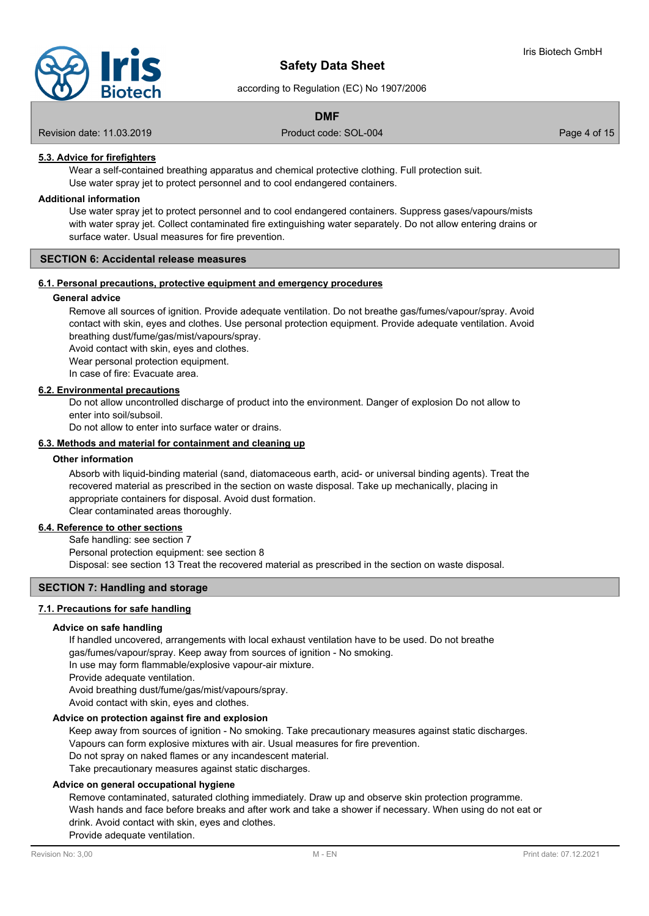### 5.3. Advice for firefighters

Wear a self-contained breathing apparatus and chemical protective clothing. Full protection suit.
Use water spray jet to protect personnel and to cool endangered containers.

**Additional information**

Use water spray jet to protect personnel and to cool endangered containers. Suppress gases/vapours/mists with water spray jet. Collect contaminated fire extinguishing water separately. Do not allow entering drains or surface water. Usual measures for fire prevention.

## SECTION 6: Accidental release measures

### 6.1. Personal precautions, protective equipment and emergency procedures

**General advice**

Remove all sources of ignition. Provide adequate ventilation. Do not breathe gas/fumes/vapour/spray. Avoid contact with skin, eyes and clothes. Use personal protection equipment. Provide adequate ventilation. Avoid breathing dust/fume/gas/mist/vapours/spray.
Avoid contact with skin, eyes and clothes.
Wear personal protection equipment.
In case of fire: Evacuate area.

### 6.2. Environmental precautions

Do not allow uncontrolled discharge of product into the environment. Danger of explosion Do not allow to enter into soil/subsoil.
Do not allow to enter into surface water or drains.

### 6.3. Methods and material for containment and cleaning up

**Other information**

Absorb with liquid-binding material (sand, diatomaceous earth, acid- or universal binding agents). Treat the recovered material as prescribed in the section on waste disposal. Take up mechanically, placing in appropriate containers for disposal. Avoid dust formation.
Clear contaminated areas thoroughly.

### 6.4. Reference to other sections

Safe handling: see section 7
Personal protection equipment: see section 8
Disposal: see section 13 Treat the recovered material as prescribed in the section on waste disposal.

## SECTION 7: Handling and storage

### 7.1. Precautions for safe handling

**Advice on safe handling**

If handled uncovered, arrangements with local exhaust ventilation have to be used. Do not breathe gas/fumes/vapour/spray. Keep away from sources of ignition - No smoking.
In use may form flammable/explosive vapour-air mixture.
Provide adequate ventilation.
Avoid breathing dust/fume/gas/mist/vapours/spray.
Avoid contact with skin, eyes and clothes.

**Advice on protection against fire and explosion**

Keep away from sources of ignition - No smoking. Take precautionary measures against static discharges.
Vapours can form explosive mixtures with air. Usual measures for fire prevention.
Do not spray on naked flames or any incandescent material.
Take precautionary measures against static discharges.

**Advice on general occupational hygiene**

Remove contaminated, saturated clothing immediately. Draw up and observe skin protection programme.
Wash hands and face before breaks and after work and take a shower if necessary. When using do not eat or drink. Avoid contact with skin, eyes and clothes.
Provide adequate ventilation.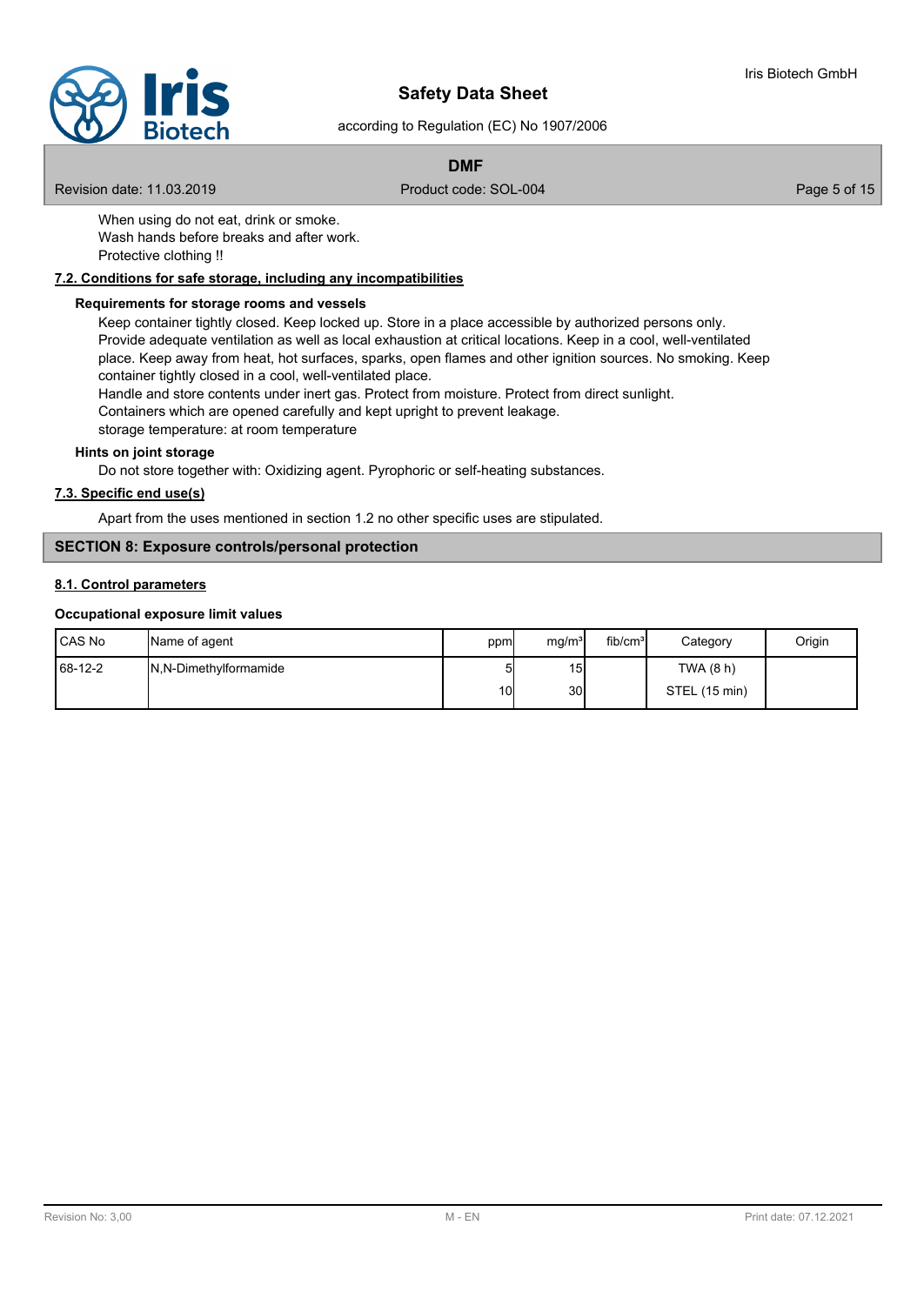When using do not eat, drink or smoke.
Wash hands before breaks and after work.
Protective clothing !!

### 7.2. Conditions for safe storage, including any incompatibilities

**Requirements for storage rooms and vessels**

Keep container tightly closed. Keep locked up. Store in a place accessible by authorized persons only. Provide adequate ventilation as well as local exhaustion at critical locations. Keep in a cool, well-ventilated place. Keep away from heat, hot surfaces, sparks, open flames and other ignition sources. No smoking. Keep container tightly closed in a cool, well-ventilated place.
Handle and store contents under inert gas. Protect from moisture. Protect from direct sunlight.
Containers which are opened carefully and kept upright to prevent leakage.
storage temperature: at room temperature

**Hints on joint storage**

Do not store together with: Oxidizing agent. Pyrophoric or self-heating substances.

### 7.3. Specific end use(s)

Apart from the uses mentioned in section 1.2 no other specific uses are stipulated.

## SECTION 8: Exposure controls/personal protection

### 8.1. Control parameters

**Occupational exposure limit values**

| CAS No | Name of agent | ppm | $mg/m^3$ | $fib/cm^3$ | Category | Origin |
|---|---|---|---|---|---|---|
| 68-12-2 | N,N-Dimethylformamide | 5 | 15 | | TWA (8 h) | |
| | | 10 | 30 | | STEL (15 min) | |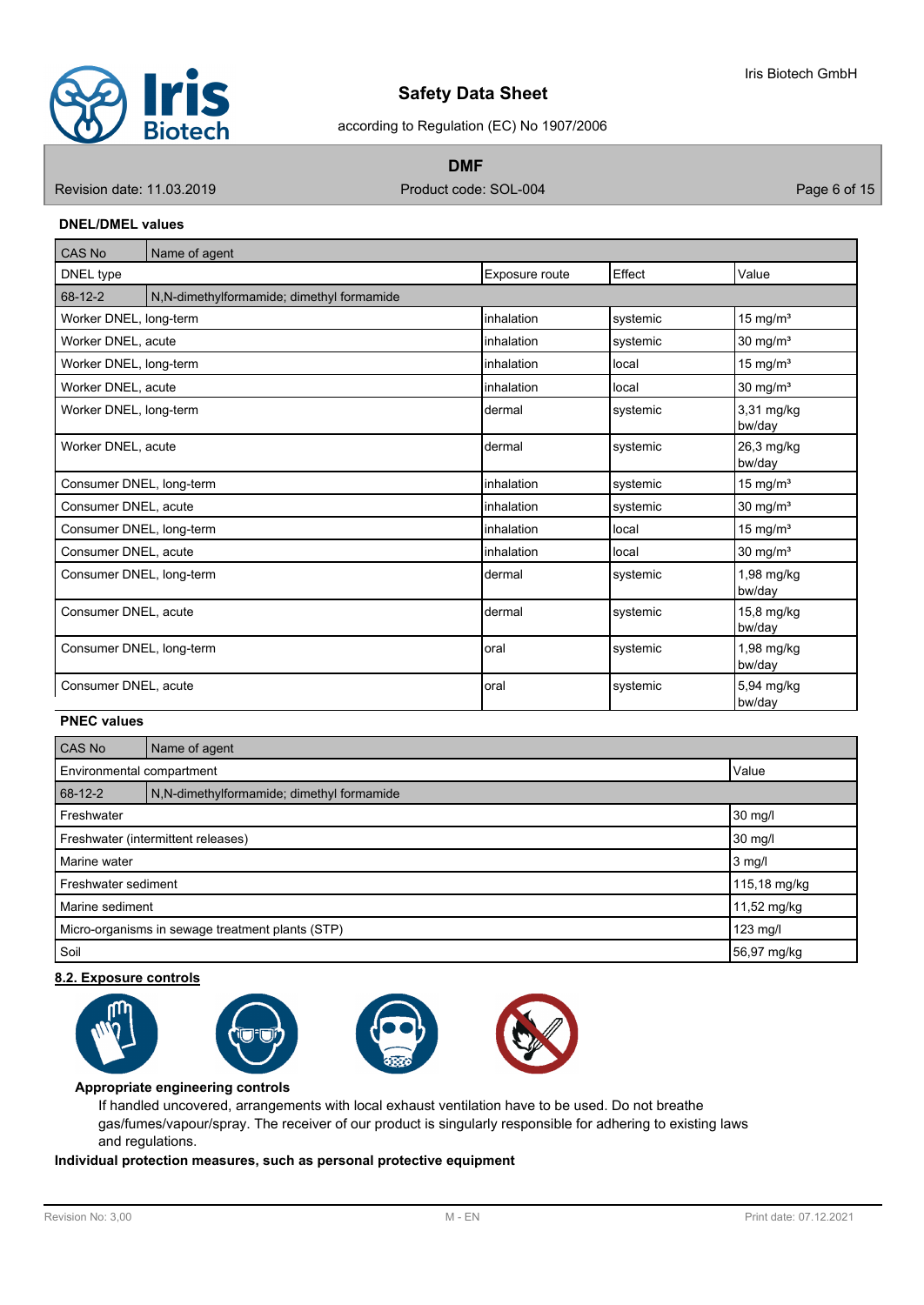**DNEL/DMEL values**

| CAS No | Name of agent | | | |
|---|---|---|---|---|
| DNEL type | | Exposure route | Effect | Value |
| 68-12-2 | N,N-dimethylformamide; dimethyl formamide | | | |
| Worker DNEL, long-term | | inhalation | systemic | 15 mg/m³ |
| Worker DNEL, acute | | inhalation | systemic | 30 mg/m³ |
| Worker DNEL, long-term | | inhalation | local | 15 mg/m³ |
| Worker DNEL, acute | | inhalation | local | 30 mg/m³ |
| Worker DNEL, long-term | | dermal | systemic | 3,31 mg/kg bw/day |
| Worker DNEL, acute | | dermal | systemic | 26,3 mg/kg bw/day |
| Consumer DNEL, long-term | | inhalation | systemic | 15 mg/m³ |
| Consumer DNEL, acute | | inhalation | systemic | 30 mg/m³ |
| Consumer DNEL, long-term | | inhalation | local | 15 mg/m³ |
| Consumer DNEL, acute | | inhalation | local | 30 mg/m³ |
| Consumer DNEL, long-term | | dermal | systemic | 1,98 mg/kg bw/day |
| Consumer DNEL, acute | | dermal | systemic | 15,8 mg/kg bw/day |
| Consumer DNEL, long-term | | oral | systemic | 1,98 mg/kg bw/day |
| Consumer DNEL, acute | | oral | systemic | 5,94 mg/kg bw/day |

**PNEC values**

| CAS No | Name of agent | |
|---|---|---|
| Environmental compartment | | Value |
| 68-12-2 | N,N-dimethylformamide; dimethyl formamide | |
| Freshwater | | 30 mg/l |
| Freshwater (intermittent releases) | | 30 mg/l |
| Marine water | | 3 mg/l |
| Freshwater sediment | | 115,18 mg/kg |
| Marine sediment | | 11,52 mg/kg |
| Micro-organisms in sewage treatment plants (STP) | | 123 mg/l |
| Soil | | 56,97 mg/kg |

## 8.2. Exposure controls

**Appropriate engineering controls**

If handled uncovered, arrangements with local exhaust ventilation have to be used. Do not breathe gas/fumes/vapour/spray. The receiver of our product is singularly responsible for adhering to existing laws and regulations.

**Individual protection measures, such as personal protective equipment**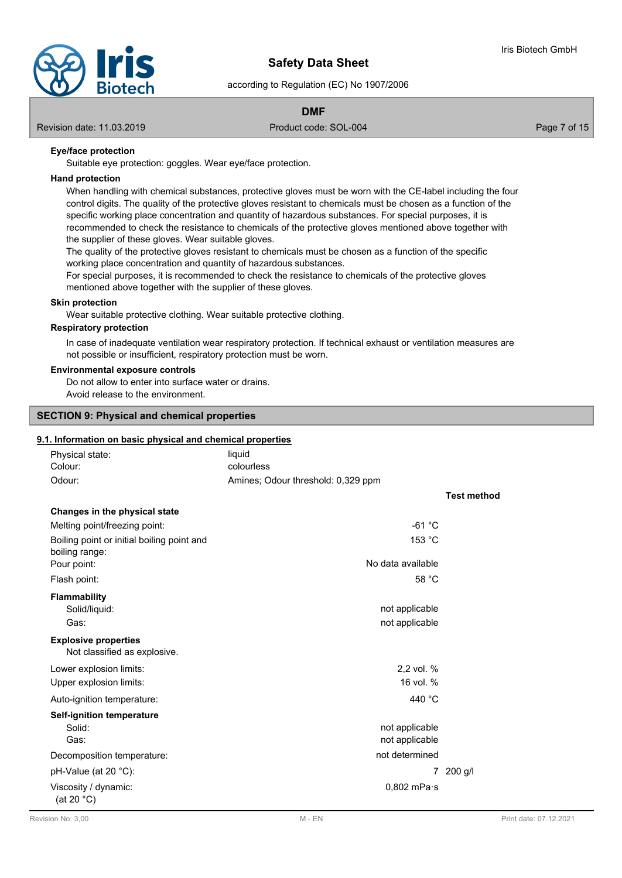**Eye/face protection**

Suitable eye protection: goggles. Wear eye/face protection.

**Hand protection**

When handling with chemical substances, protective gloves must be worn with the CE-label including the four control digits. The quality of the protective gloves resistant to chemicals must be chosen as a function of the specific working place concentration and quantity of hazardous substances. For special purposes, it is recommended to check the resistance to chemicals of the protective gloves mentioned above together with the supplier of these gloves. Wear suitable gloves.
The quality of the protective gloves resistant to chemicals must be chosen as a function of the specific working place concentration and quantity of hazardous substances.
For special purposes, it is recommended to check the resistance to chemicals of the protective gloves mentioned above together with the supplier of these gloves.

**Skin protection**

Wear suitable protective clothing. Wear suitable protective clothing.

**Respiratory protection**

In case of inadequate ventilation wear respiratory protection. If technical exhaust or ventilation measures are not possible or insufficient, respiratory protection must be worn.

**Environmental exposure controls**

Do not allow to enter into surface water or drains.
Avoid release to the environment.

## SECTION 9: Physical and chemical properties

### 9.1. Information on basic physical and chemical properties

| | | |
|---|---|---|
| Physical state: | liquid | |
| Colour: | colourless | |
| Odour: | Amines; Odour threshold: 0,329 ppm | |
| | | **Test method** |
| **Changes in the physical state** | | |
| Melting point/freezing point: | -61 °C | |
| Boiling point or initial boiling point and boiling range: | 153 °C | |
| Pour point: | No data available | |
| Flash point: | 58 °C | |
| **Flammability** | | |
| Solid/liquid: | not applicable | |
| Gas: | not applicable | |
| **Explosive properties** | | |
| Not classified as explosive. | | |
| Lower explosion limits: | 2,2 vol. % | |
| Upper explosion limits: | 16 vol. % | |
| Auto-ignition temperature: | 440 °C | |
| **Self-ignition temperature** | | |
| Solid: | not applicable | |
| Gas: | not applicable | |
| Decomposition temperature: | not determined | |
| pH-Value (at 20 °C): | 7 | 200 g/l |
| Viscosity / dynamic: (at 20 °C) | 0,802 mPa·s | |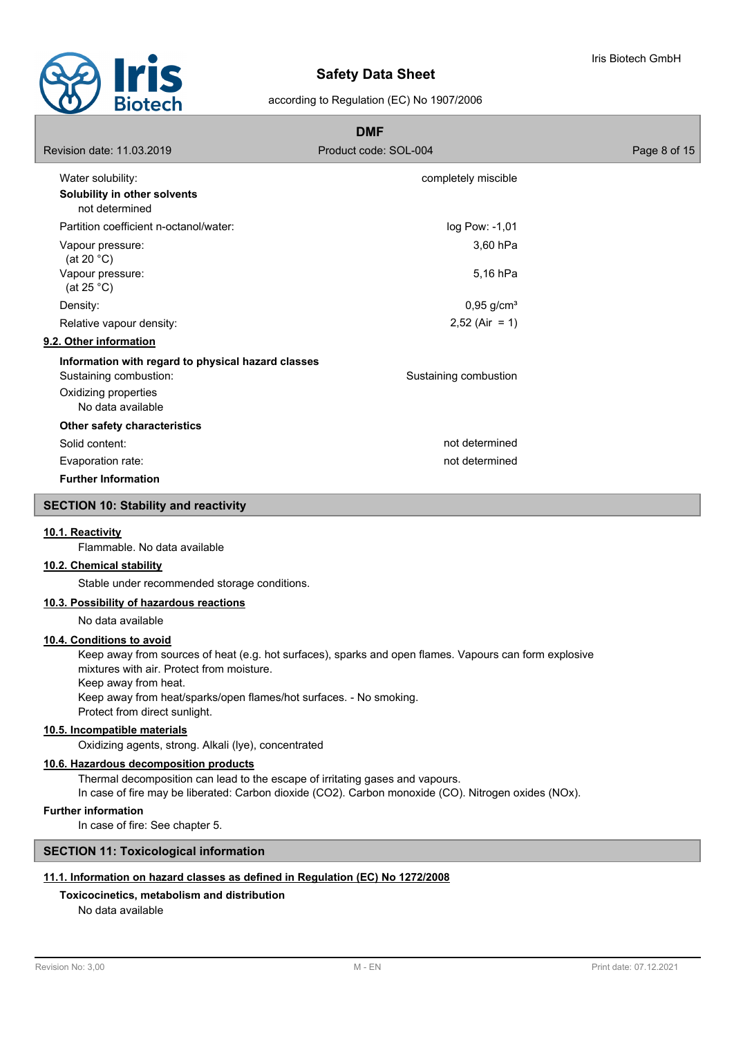| | |
|---|---|
| Water solubility: | completely miscible |
| **Solubility in other solvents** not determined | |
| Partition coefficient n-octanol/water: | log Pow: -1,01 |
| Vapour pressure: (at 20 °C) | 3,60 hPa |
| Vapour pressure: (at 25 °C) | 5,16 hPa |
| Density: | 0,95 g/cm³ |
| Relative vapour density: | 2,52 (Air = 1) |

### 9.2. Other information

**Information with regard to physical hazard classes**

| | |
|---|---|
| Sustaining combustion: | Sustaining combustion |

Oxidizing properties
No data available

**Other safety characteristics**

| | |
|---|---|
| Solid content: | not determined |
| Evaporation rate: | not determined |

**Further Information**

## SECTION 10: Stability and reactivity

### 10.1. Reactivity

Flammable. No data available

### 10.2. Chemical stability

Stable under recommended storage conditions.

### 10.3. Possibility of hazardous reactions

No data available

### 10.4. Conditions to avoid

Keep away from sources of heat (e.g. hot surfaces), sparks and open flames. Vapours can form explosive mixtures with air. Protect from moisture.
Keep away from heat.
Keep away from heat/sparks/open flames/hot surfaces. - No smoking.
Protect from direct sunlight.

### 10.5. Incompatible materials

Oxidizing agents, strong. Alkali (lye), concentrated

### 10.6. Hazardous decomposition products

Thermal decomposition can lead to the escape of irritating gases and vapours.
In case of fire may be liberated: Carbon dioxide ($CO_2$). Carbon monoxide (CO). Nitrogen oxides ($NO_x$).

**Further information**

In case of fire: See chapter 5.

## SECTION 11: Toxicological information

### 11.1. Information on hazard classes as defined in Regulation (EC) No 1272/2008

**Toxicocinetics, metabolism and distribution**

No data available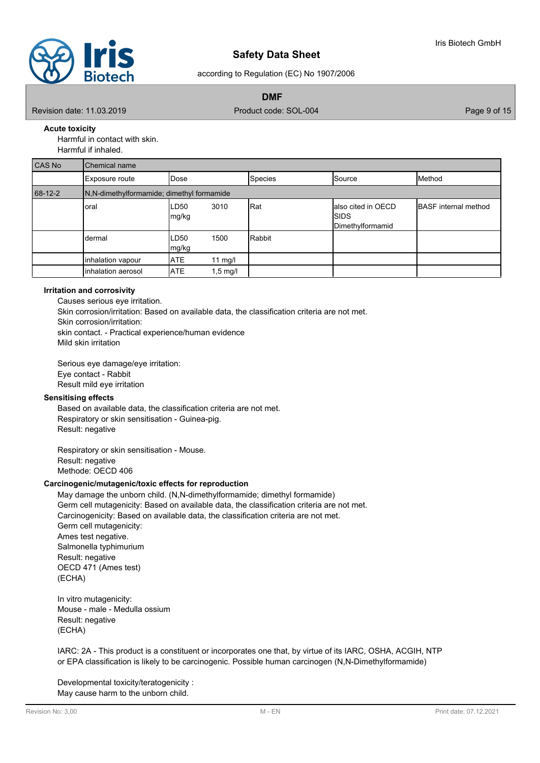#### Acute toxicity

Harmful in contact with skin.
Harmful if inhaled.

| CAS No | Chemical name | | | | |
|---|---|---|---|---|---|
| | Exposure route | Dose | Species | Source | Method |
| 68-12-2 | N,N-dimethylformamide; dimethyl formamide | | | | |
| | oral | LD50 3010 mg/kg | Rat | also cited in OECD SIDS Dimethylformamid | BASF internal method |
| | dermal | LD50 1500 mg/kg | Rabbit | | |
| | inhalation vapour | ATE 11 mg/l | | | |
| | inhalation aerosol | ATE 1,5 mg/l | | | |

#### Irritation and corrosivity

Causes serious eye irritation.
Skin corrosion/irritation: Based on available data, the classification criteria are not met.
Skin corrosion/irritation:
skin contact. - Practical experience/human evidence
Mild skin irritation

Serious eye damage/eye irritation:
Eye contact - Rabbit
Result mild eye irritation

#### Sensitising effects

Based on available data, the classification criteria are not met.
Respiratory or skin sensitisation - Guinea-pig.
Result: negative

Respiratory or skin sensitisation - Mouse.
Result: negative
Methode: OECD 406

#### Carcinogenic/mutagenic/toxic effects for reproduction

May damage the unborn child. (N,N-dimethylformamide; dimethyl formamide)
Germ cell mutagenicity: Based on available data, the classification criteria are not met.
Carcinogenicity: Based on available data, the classification criteria are not met.
Germ cell mutagenicity:
Ames test negative.
Salmonella typhimurium
Result: negative
OECD 471 (Ames test)
(ECHA)

In vitro mutagenicity:
Mouse - male - Medulla ossium
Result: negative
(ECHA)

IARC: 2A - This product is a constituent or incorporates one that, by virtue of its IARC, OSHA, ACGIH, NTP or EPA classification is likely to be carcinogenic. Possible human carcinogen (N,N-Dimethylformamide)

Developmental toxicity/teratogenicity :
May cause harm to the unborn child.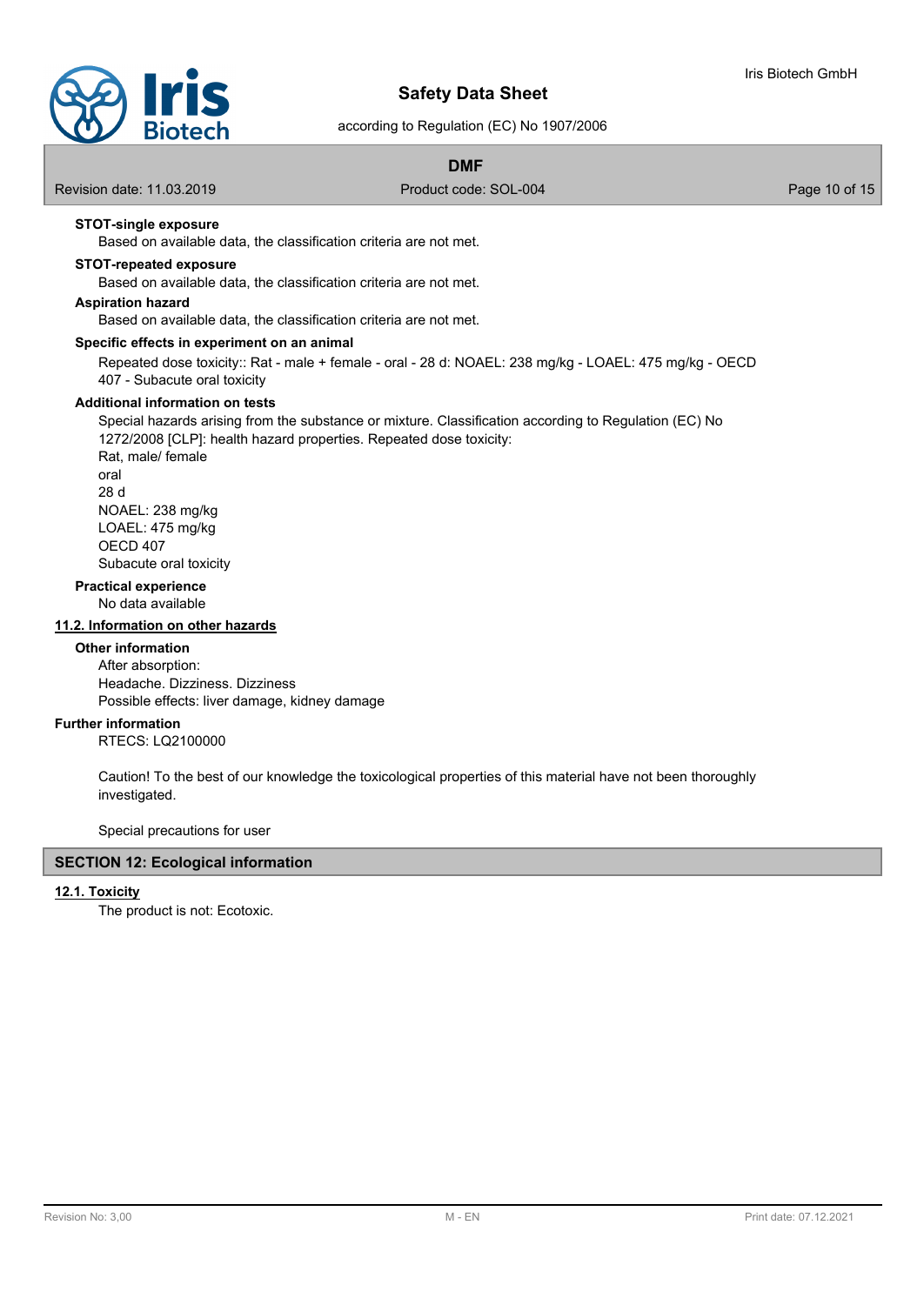**STOT-single exposure**

Based on available data, the classification criteria are not met.

**STOT-repeated exposure**

Based on available data, the classification criteria are not met.

**Aspiration hazard**

Based on available data, the classification criteria are not met.

**Specific effects in experiment on an animal**

Repeated dose toxicity:: Rat - male + female - oral - 28 d: NOAEL: 238 mg/kg - LOAEL: 475 mg/kg - OECD 407 - Subacute oral toxicity

**Additional information on tests**

Special hazards arising from the substance or mixture. Classification according to Regulation (EC) No 1272/2008 [CLP]: health hazard properties. Repeated dose toxicity:
Rat, male/ female
oral
28 d
NOAEL: 238 mg/kg
LOAEL: 475 mg/kg
OECD 407
Subacute oral toxicity

**Practical experience**

No data available

## 11.2. Information on other hazards

**Other information**

After absorption:
Headache. Dizziness. Dizziness
Possible effects: liver damage, kidney damage

**Further information**

RTECS: LQ2100000

Caution! To the best of our knowledge the toxicological properties of this material have not been thoroughly investigated.

Special precautions for user

# SECTION 12: Ecological information

## 12.1. Toxicity

The product is not: Ecotoxic.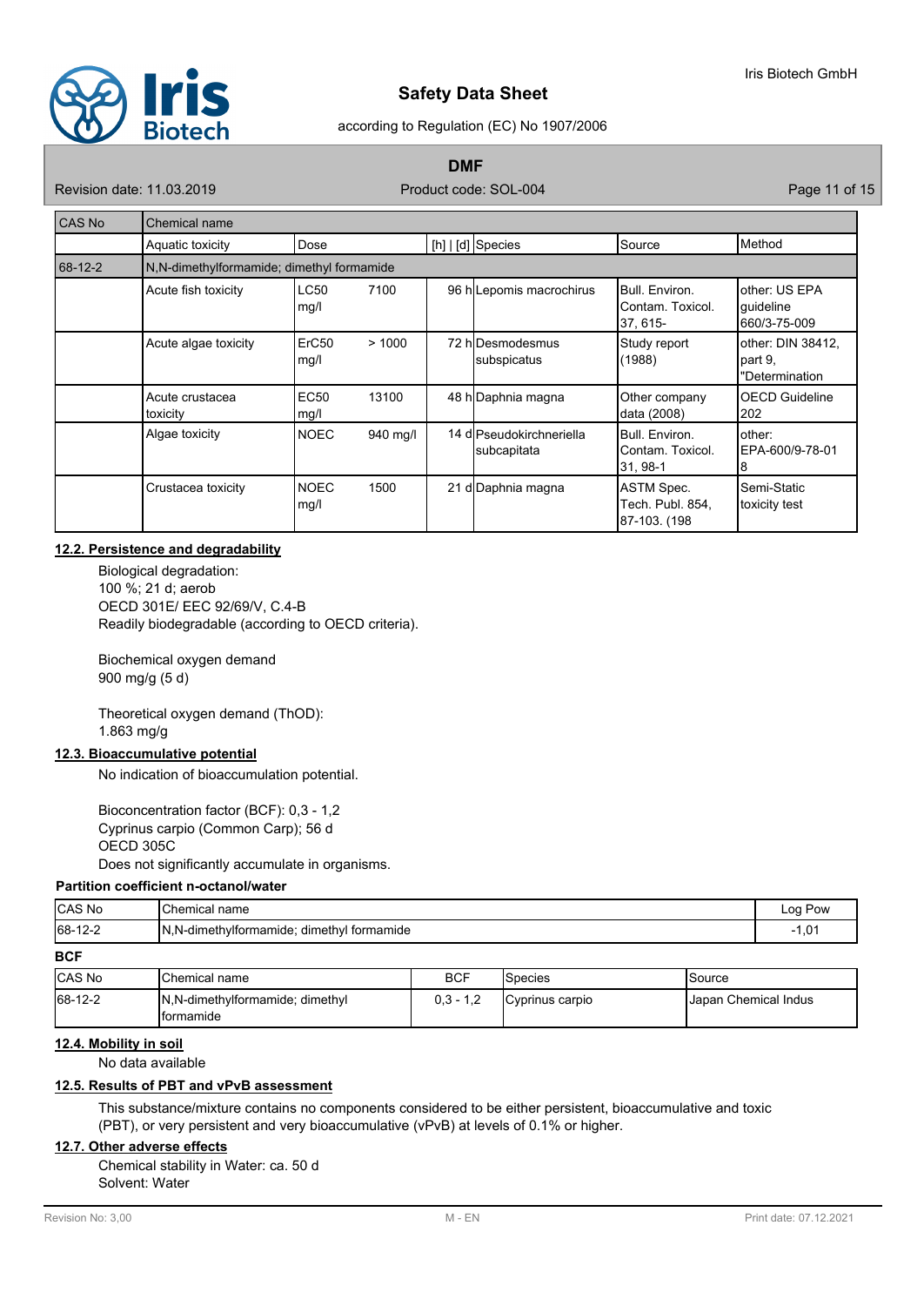| CAS No | Chemical name | | | | | |
|---|---|---|---|---|---|---|
| | Aquatic toxicity | Dose | | [h] \| [d] | Species | Source | Method |
| 68-12-2 | N,N-dimethylformamide; dimethyl formamide | | | | | | |
| | Acute fish toxicity | LC50 mg/l | 7100 | 96 h | Lepomis macrochirus | Bull. Environ. Contam. Toxicol. 37, 615- | other: US EPA guideline 660/3-75-009 |
| | Acute algae toxicity | ErC50 mg/l | > 1000 | 72 h | Desmodesmus subspicatus | Study report (1988) | other: DIN 38412, part 9, "Determination |
| | Acute crustacea toxicity | EC50 mg/l | 13100 | 48 h | Daphnia magna | Other company data (2008) | OECD Guideline 202 |
| | Algae toxicity | NOEC | 940 mg/l | 14 d | Pseudokirchneriella subcapitata | Bull. Environ. Contam. Toxicol. 31, 98-1 | other: EPA-600/9-78-01 8 |
| | Crustacea toxicity | NOEC mg/l | 1500 | 21 d | Daphnia magna | ASTM Spec. Tech. Publ. 854, 87-103. (198 | Semi-Static toxicity test |

## 12.2. Persistence and degradability

Biological degradation:
100 %; 21 d; aerob
OECD 301E/ EEC 92/69/V, C.4-B
Readily biodegradable (according to OECD criteria).

Biochemical oxygen demand
900 mg/g (5 d)

Theoretical oxygen demand (ThOD):
1.863 mg/g

## 12.3. Bioaccumulative potential

No indication of bioaccumulation potential.

Bioconcentration factor (BCF): 0,3 - 1,2
Cyprinus carpio (Common Carp); 56 d
OECD 305C
Does not significantly accumulate in organisms.

**Partition coefficient n-octanol/water**

| CAS No | Chemical name | Log Pow |
|---|---|---|
| 68-12-2 | N,N-dimethylformamide; dimethyl formamide | -1,01 |

**BCF**

| CAS No | Chemical name | BCF | Species | Source |
|---|---|---|---|---|
| 68-12-2 | N,N-dimethylformamide; dimethyl formamide | 0,3 - 1,2 | Cyprinus carpio | Japan Chemical Indus |

## 12.4. Mobility in soil

No data available

## 12.5. Results of PBT and vPvB assessment

This substance/mixture contains no components considered to be either persistent, bioaccumulative and toxic (PBT), or very persistent and very bioaccumulative (vPvB) at levels of 0.1% or higher.

## 12.7. Other adverse effects

Chemical stability in Water: ca. 50 d
Solvent: Water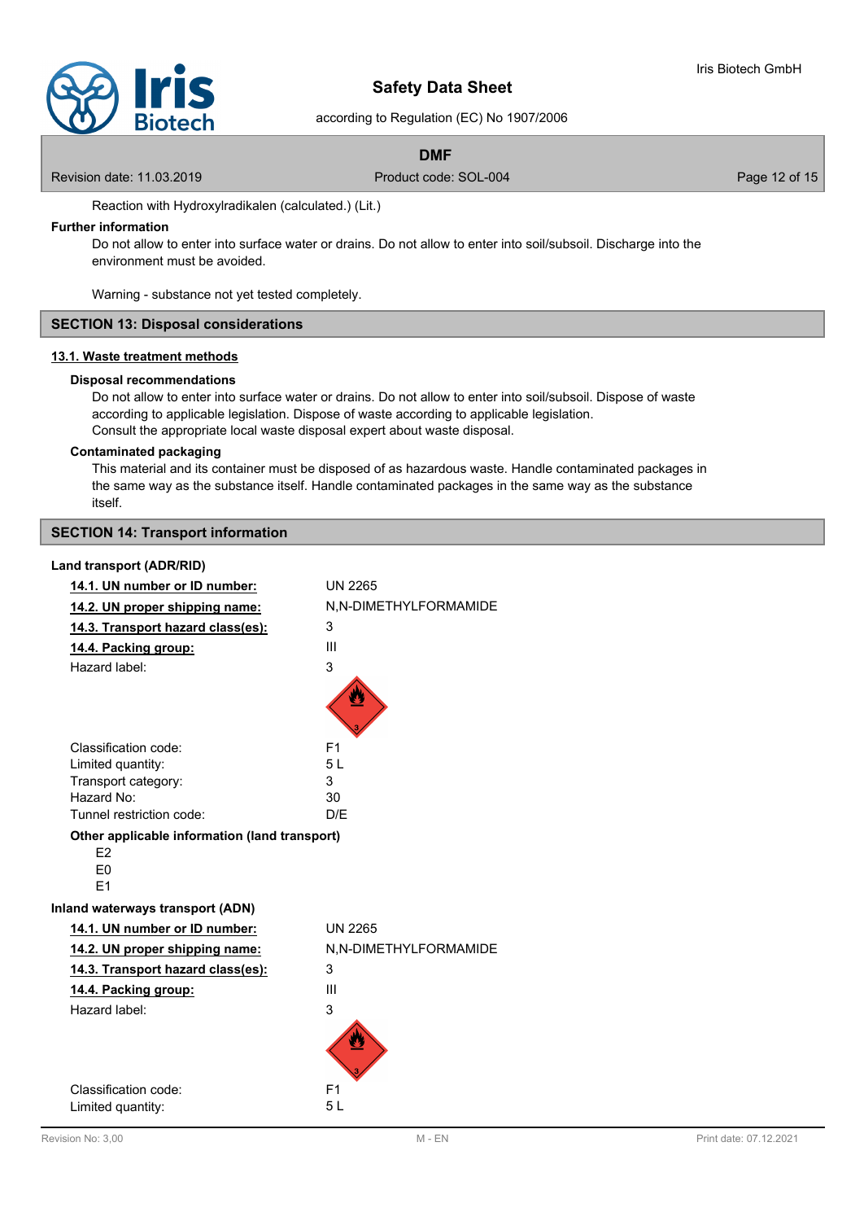Reaction with Hydroxylradikalen (calculated.) (Lit.)

**Further information**

Do not allow to enter into surface water or drains. Do not allow to enter into soil/subsoil. Discharge into the environment must be avoided.

Warning - substance not yet tested completely.

## SECTION 13: Disposal considerations

### 13.1. Waste treatment methods

**Disposal recommendations**

Do not allow to enter into surface water or drains. Do not allow to enter into soil/subsoil. Dispose of waste according to applicable legislation. Dispose of waste according to applicable legislation. Consult the appropriate local waste disposal expert about waste disposal.

**Contaminated packaging**

This material and its container must be disposed of as hazardous waste. Handle contaminated packages in the same way as the substance itself. Handle contaminated packages in the same way as the substance itself.

## SECTION 14: Transport information

**Land transport (ADR/RID)**

| | |
|---|---|
| **14.1. UN number or ID number:** | UN 2265 |
| **14.2. UN proper shipping name:** | N,N-DIMETHYLFORMAMIDE |
| **14.3. Transport hazard class(es):** | 3 |
| **14.4. Packing group:** | III |
| Hazard label: | 3 |
| Classification code: | F1 |
| Limited quantity: | 5 L |
| Transport category: | 3 |
| Hazard No: | 30 |
| Tunnel restriction code: | D/E |

**Other applicable information (land transport)**

E2
E0
E1

**Inland waterways transport (ADN)**

| | |
|---|---|
| **14.1. UN number or ID number:** | UN 2265 |
| **14.2. UN proper shipping name:** | N,N-DIMETHYLFORMAMIDE |
| **14.3. Transport hazard class(es):** | 3 |
| **14.4. Packing group:** | III |
| Hazard label: | 3 |
| Classification code: | F1 |
| Limited quantity: | 5 L |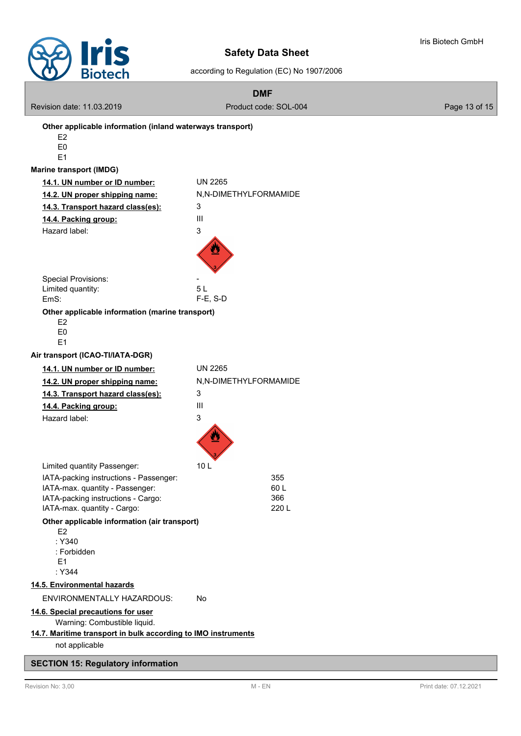**Other applicable information (inland waterways transport)**

E2
E0
E1

**Marine transport (IMDG)**

| | |
|---|---|
| **14.1. UN number or ID number:** | UN 2265 |
| **14.2. UN proper shipping name:** | N,N-DIMETHYLFORMAMIDE |
| **14.3. Transport hazard class(es):** | 3 |
| **14.4. Packing group:** | III |
| Hazard label: | 3 |
| Special Provisions: | - |
| Limited quantity: | 5 L |
| EmS: | F-E, S-D |

**Other applicable information (marine transport)**

E2
E0
E1

**Air transport (ICAO-TI/IATA-DGR)**

| | |
|---|---|
| **14.1. UN number or ID number:** | UN 2265 |
| **14.2. UN proper shipping name:** | N,N-DIMETHYLFORMAMIDE |
| **14.3. Transport hazard class(es):** | 3 |
| **14.4. Packing group:** | III |
| Hazard label: | 3 |
| Limited quantity Passenger: | 10 L |
| IATA-packing instructions - Passenger: | 355 |
| IATA-max. quantity - Passenger: | 60 L |
| IATA-packing instructions - Cargo: | 366 |
| IATA-max. quantity - Cargo: | 220 L |

**Other applicable information (air transport)**

E2
: Y340
: Forbidden
E1
: Y344

**14.5. Environmental hazards**

ENVIRONMENTALLY HAZARDOUS: No

**14.6. Special precautions for user**

Warning: Combustible liquid.

**14.7. Maritime transport in bulk according to IMO instruments**

not applicable

## SECTION 15: Regulatory information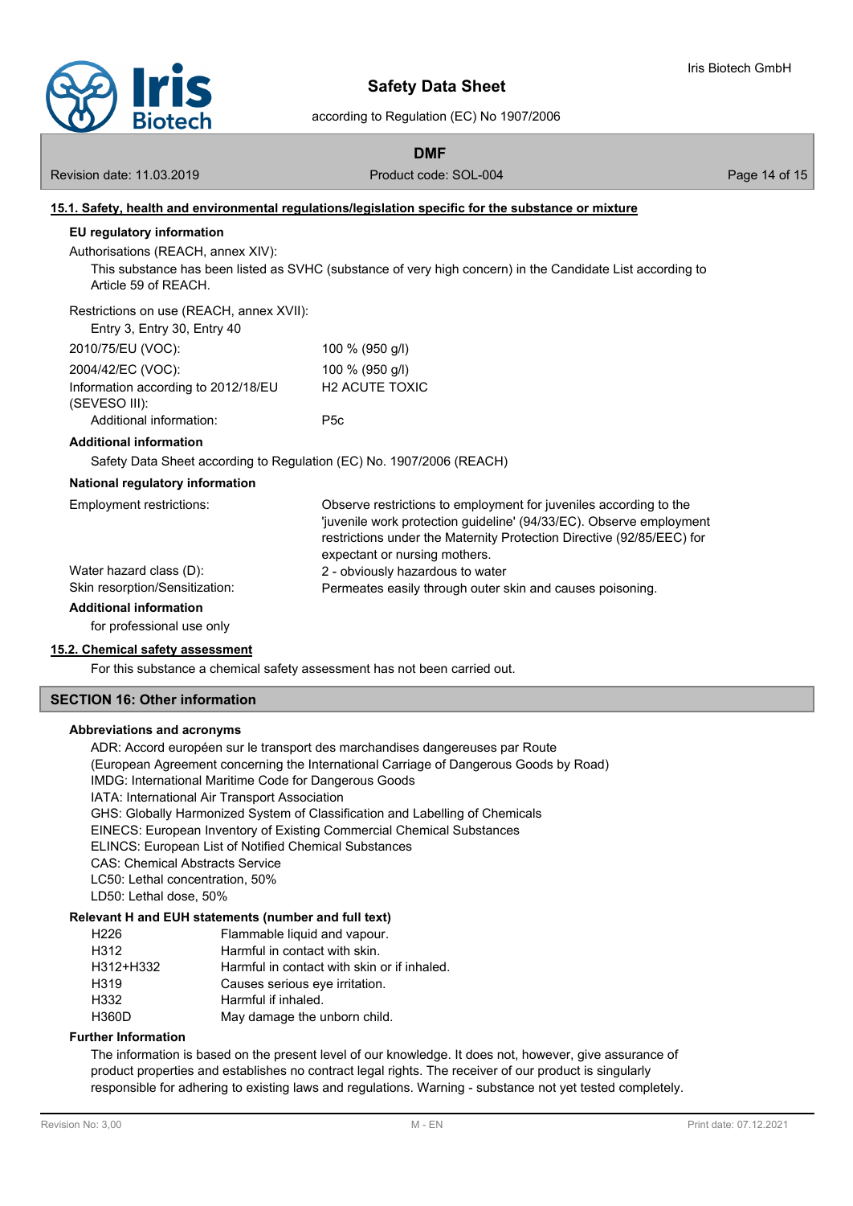### 15.1. Safety, health and environmental regulations/legislation specific for the substance or mixture

**EU regulatory information**

Authorisations (REACH, annex XIV):

This substance has been listed as SVHC (substance of very high concern) in the Candidate List according to Article 59 of REACH.

Restrictions on use (REACH, annex XVII):

Entry 3, Entry 30, Entry 40

| | |
|---|---|
| 2010/75/EU (VOC): | 100 % (950 g/l) |
| 2004/42/EC (VOC): | 100 % (950 g/l) |
| Information according to 2012/18/EU (SEVESO III): | H2 ACUTE TOXIC |
| Additional information: | P5c |

**Additional information**

Safety Data Sheet according to Regulation (EC) No. 1907/2006 (REACH)

**National regulatory information**

| | |
|---|---|
| Employment restrictions: | Observe restrictions to employment for juveniles according to the 'juvenile work protection guideline' (94/33/EC). Observe employment restrictions under the Maternity Protection Directive (92/85/EEC) for expectant or nursing mothers. |
| Water hazard class (D): | 2 - obviously hazardous to water |
| Skin resorption/Sensitization: | Permeates easily through outer skin and causes poisoning. |

**Additional information**

for professional use only

### 15.2. Chemical safety assessment

For this substance a chemical safety assessment has not been carried out.

## SECTION 16: Other information

**Abbreviations and acronyms**

ADR: Accord européen sur le transport des marchandises dangereuses par Route
(European Agreement concerning the International Carriage of Dangerous Goods by Road)
IMDG: International Maritime Code for Dangerous Goods
IATA: International Air Transport Association
GHS: Globally Harmonized System of Classification and Labelling of Chemicals
EINECS: European Inventory of Existing Commercial Chemical Substances
ELINCS: European List of Notified Chemical Substances
CAS: Chemical Abstracts Service
LC50: Lethal concentration, 50%
LD50: Lethal dose, 50%

**Relevant H and EUH statements (number and full text)**

| | |
|---|---|
| H226 | Flammable liquid and vapour. |
| H312 | Harmful in contact with skin. |
| H312+H332 | Harmful in contact with skin or if inhaled. |
| H319 | Causes serious eye irritation. |
| H332 | Harmful if inhaled. |
| H360D | May damage the unborn child. |

**Further Information**

The information is based on the present level of our knowledge. It does not, however, give assurance of product properties and establishes no contract legal rights. The receiver of our product is singularly responsible for adhering to existing laws and regulations. Warning - substance not yet tested completely.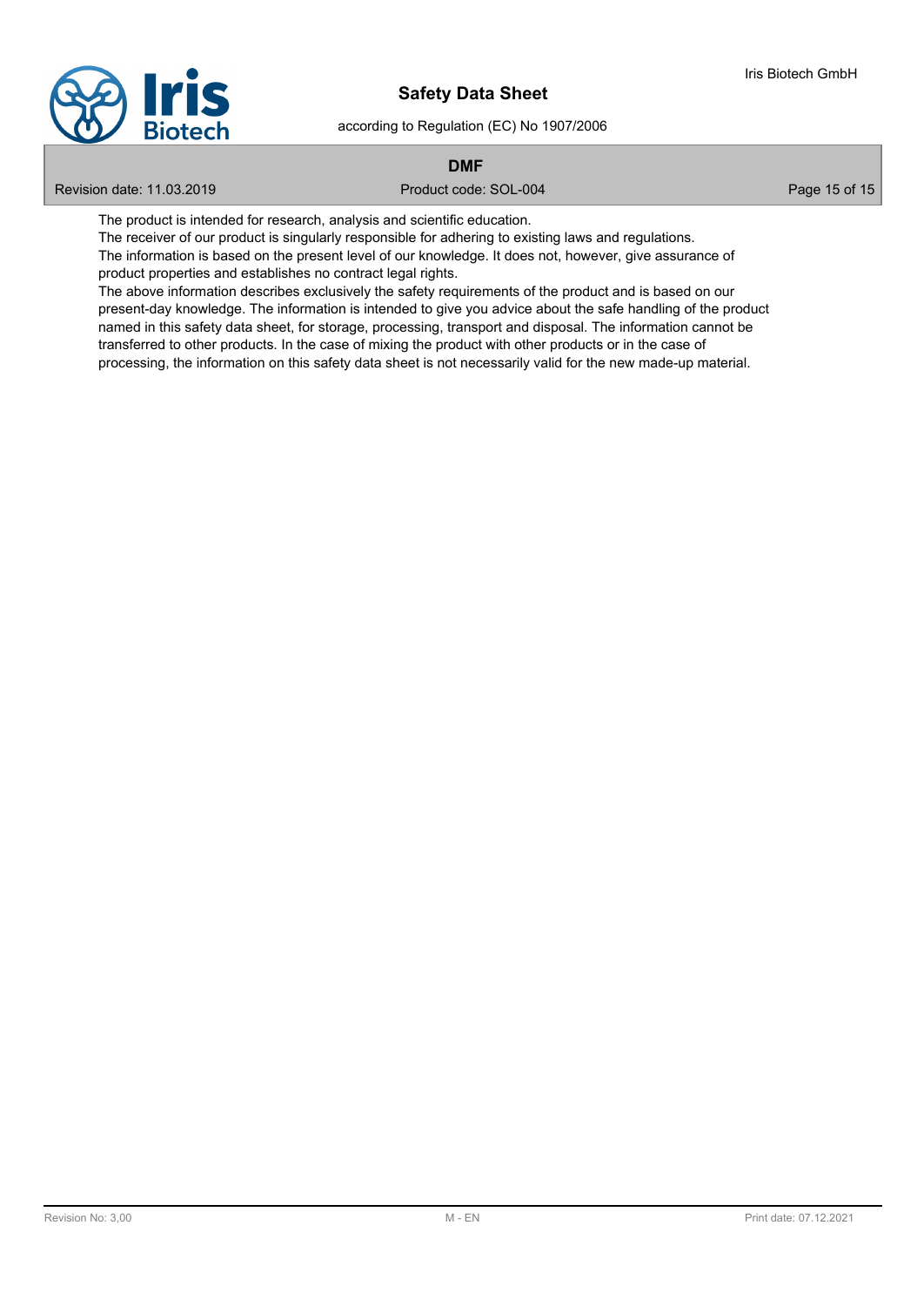The product is intended for research, analysis and scientific education.
The receiver of our product is singularly responsible for adhering to existing laws and regulations.
The information is based on the present level of our knowledge. It does not, however, give assurance of product properties and establishes no contract legal rights.
The above information describes exclusively the safety requirements of the product and is based on our present-day knowledge. The information is intended to give you advice about the safe handling of the product named in this safety data sheet, for storage, processing, transport and disposal. The information cannot be transferred to other products. In the case of mixing the product with other products or in the case of processing, the information on this safety data sheet is not necessarily valid for the new made-up material.